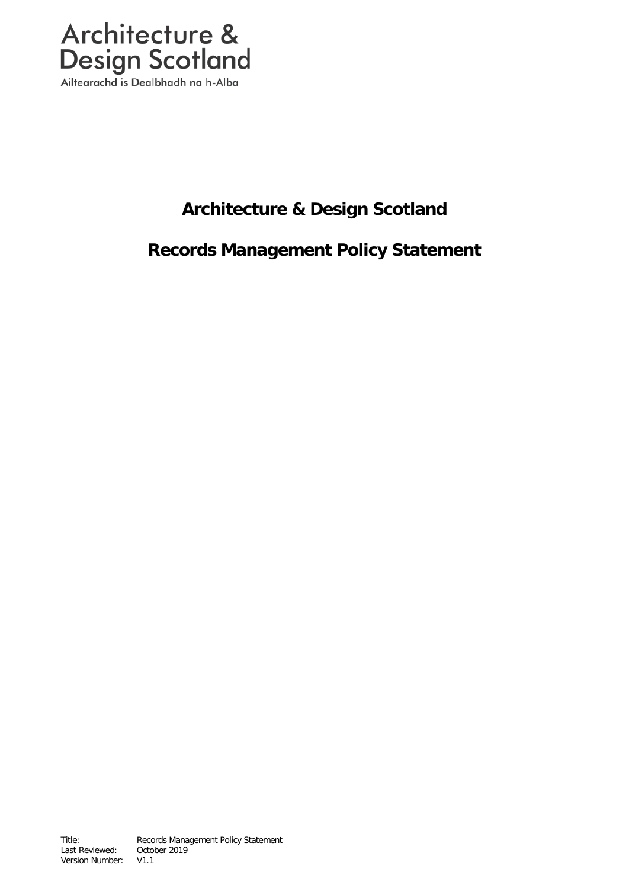Architecture & Design Scotland

Ailtearachd is Dealbhadh na h-Alba

# Architecture & Design Scotland

# Records Management Policy Statement

Title: Records Management Policy Statement
Last Reviewed: October 2019
Version Number: V1.1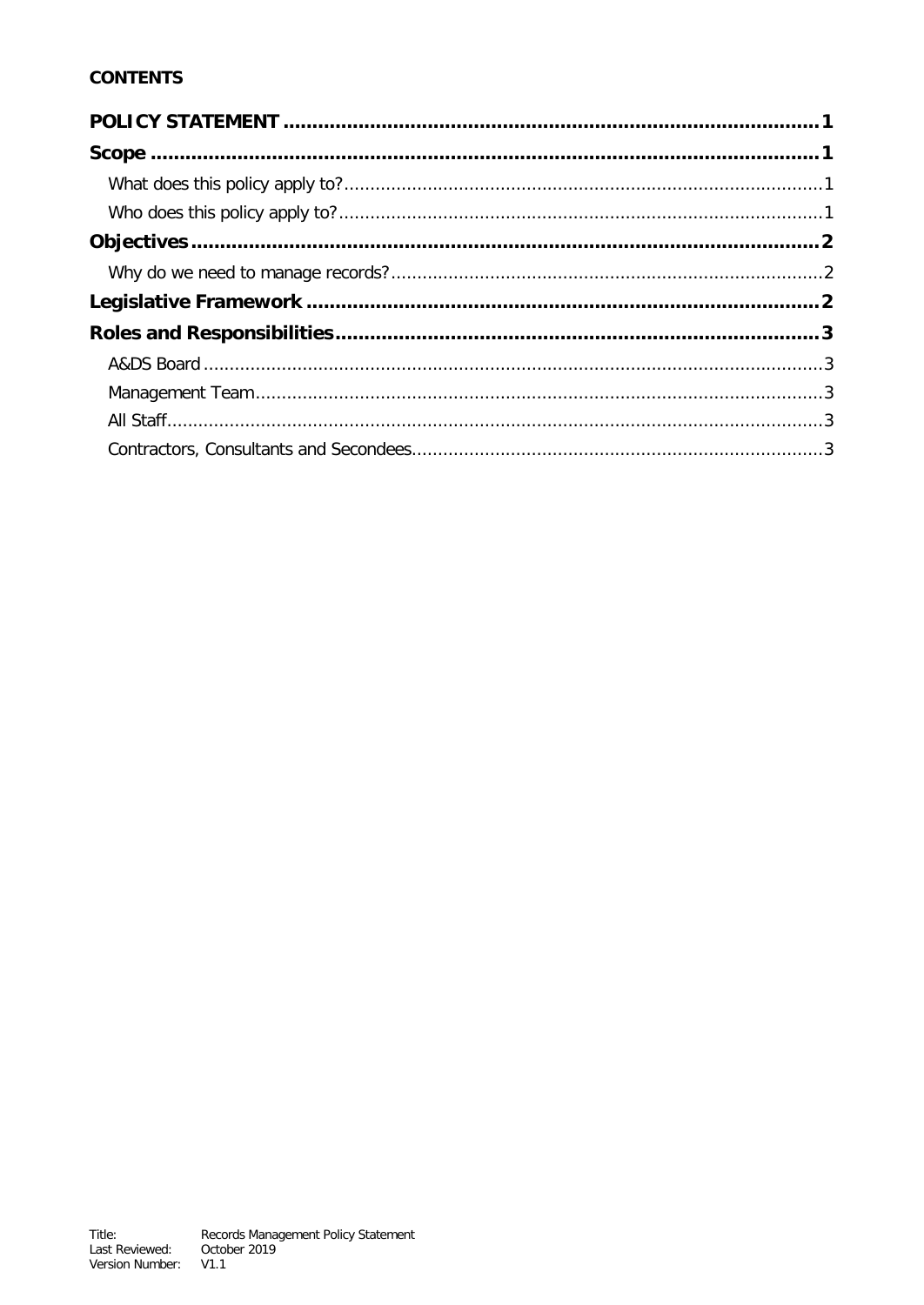**CONTENTS**

**POLICY STATEMENT** .......... **1**

**Scope** .......... **1**

- What does this policy apply to? .......... 1
- Who does this policy apply to? .......... 1

**Objectives** .......... **2**

- Why do we need to manage records? .......... 2

**Legislative Framework** .......... **2**

**Roles and Responsibilities** .......... **3**

- A&DS Board .......... 3
- Management Team .......... 3
- All Staff .......... 3
- Contractors, Consultants and Secondees .......... 3

Title: Records Management Policy Statement
Last Reviewed: October 2019
Version Number: V1.1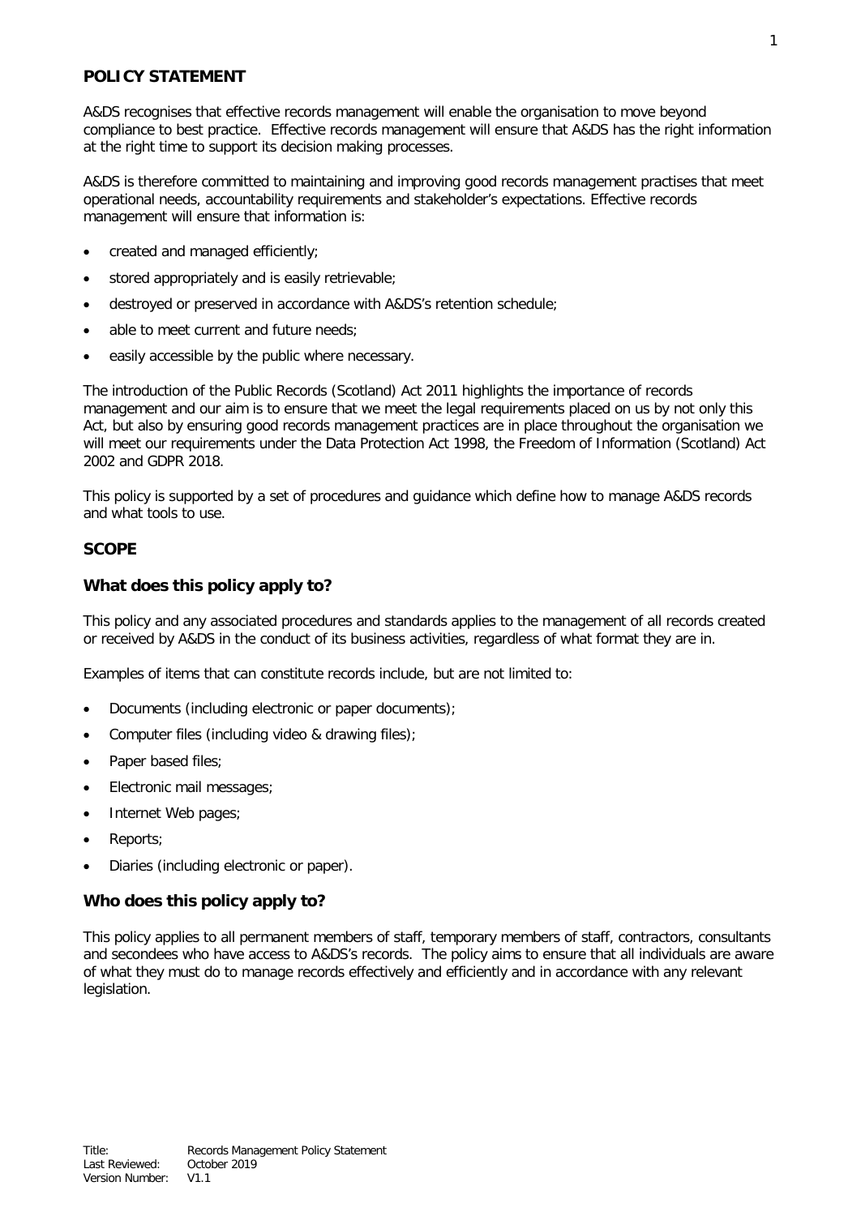## POLICY STATEMENT

A&DS recognises that effective records management will enable the organisation to move beyond compliance to best practice. Effective records management will ensure that A&DS has the right information at the right time to support its decision making processes.

A&DS is therefore committed to maintaining and improving good records management practises that meet operational needs, accountability requirements and stakeholder's expectations. Effective records management will ensure that information is:

- created and managed efficiently;
- stored appropriately and is easily retrievable;
- destroyed or preserved in accordance with A&DS's retention schedule;
- able to meet current and future needs;
- easily accessible by the public where necessary.

The introduction of the Public Records (Scotland) Act 2011 highlights the importance of records management and our aim is to ensure that we meet the legal requirements placed on us by not only this Act, but also by ensuring good records management practices are in place throughout the organisation we will meet our requirements under the Data Protection Act 1998, the Freedom of Information (Scotland) Act 2002 and GDPR 2018.

This policy is supported by a set of procedures and guidance which define how to manage A&DS records and what tools to use.

## SCOPE

### What does this policy apply to?

This policy and any associated procedures and standards applies to the management of all records created or received by A&DS in the conduct of its business activities, regardless of what format they are in.

Examples of items that can constitute records include, but are not limited to:

- Documents (including electronic or paper documents);
- Computer files (including video & drawing files);
- Paper based files;
- Electronic mail messages;
- Internet Web pages;
- Reports;
- Diaries (including electronic or paper).

### Who does this policy apply to?

This policy applies to all permanent members of staff, temporary members of staff, contractors, consultants and secondees who have access to A&DS's records. The policy aims to ensure that all individuals are aware of what they must do to manage records effectively and efficiently and in accordance with any relevant legislation.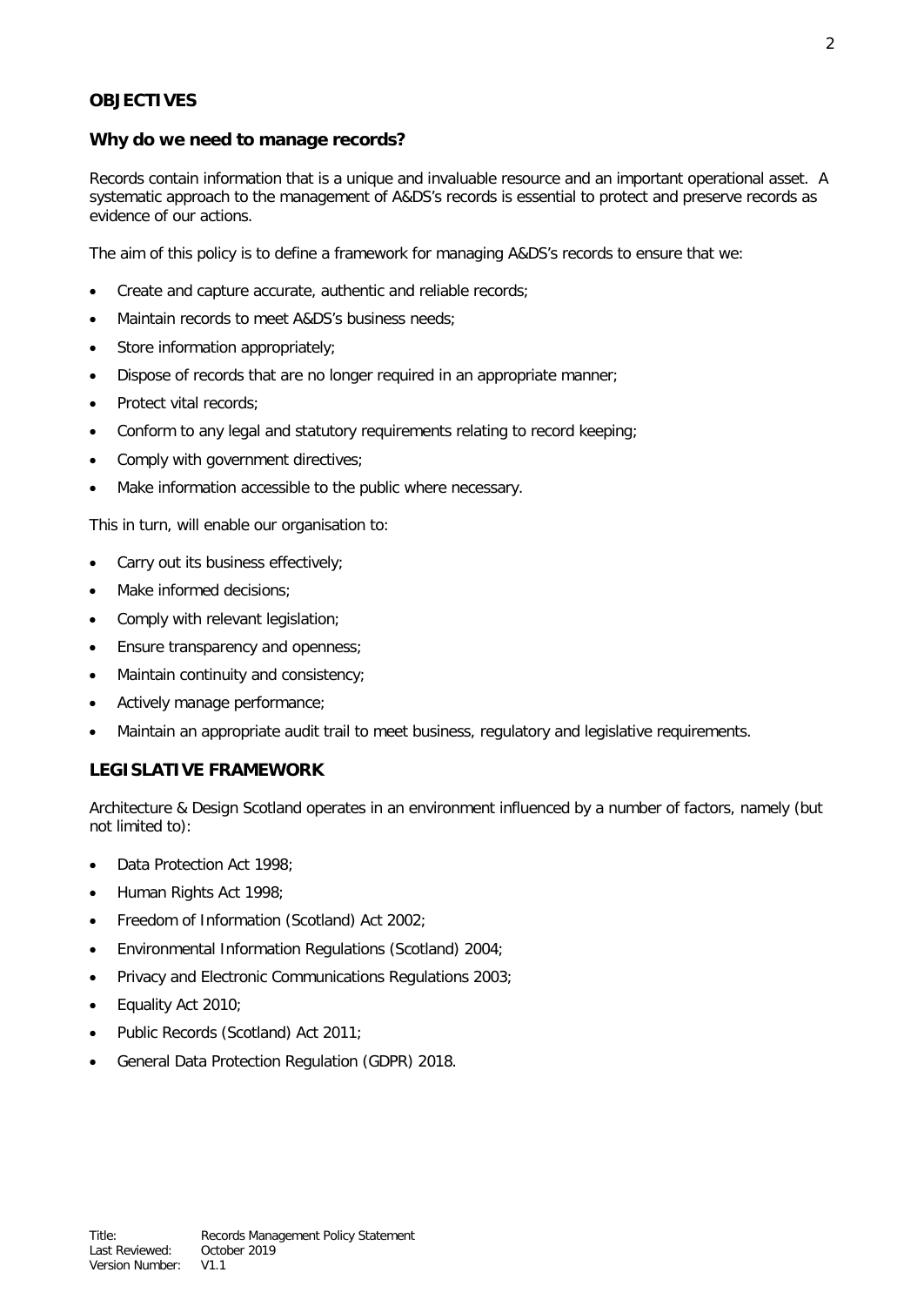## OBJECTIVES

### Why do we need to manage records?

Records contain information that is a unique and invaluable resource and an important operational asset. A systematic approach to the management of A&DS's records is essential to protect and preserve records as evidence of our actions.

The aim of this policy is to define a framework for managing A&DS's records to ensure that we:

- Create and capture accurate, authentic and reliable records;
- Maintain records to meet A&DS's business needs;
- Store information appropriately;
- Dispose of records that are no longer required in an appropriate manner;
- Protect vital records;
- Conform to any legal and statutory requirements relating to record keeping;
- Comply with government directives;
- Make information accessible to the public where necessary.

This in turn, will enable our organisation to:

- Carry out its business effectively;
- Make informed decisions;
- Comply with relevant legislation;
- Ensure transparency and openness;
- Maintain continuity and consistency;
- Actively manage performance;
- Maintain an appropriate audit trail to meet business, regulatory and legislative requirements.

## LEGISLATIVE FRAMEWORK

Architecture & Design Scotland operates in an environment influenced by a number of factors, namely (but not limited to):

- Data Protection Act 1998;
- Human Rights Act 1998;
- Freedom of Information (Scotland) Act 2002;
- Environmental Information Regulations (Scotland) 2004;
- Privacy and Electronic Communications Regulations 2003;
- Equality Act 2010;
- Public Records (Scotland) Act 2011;
- General Data Protection Regulation (GDPR) 2018.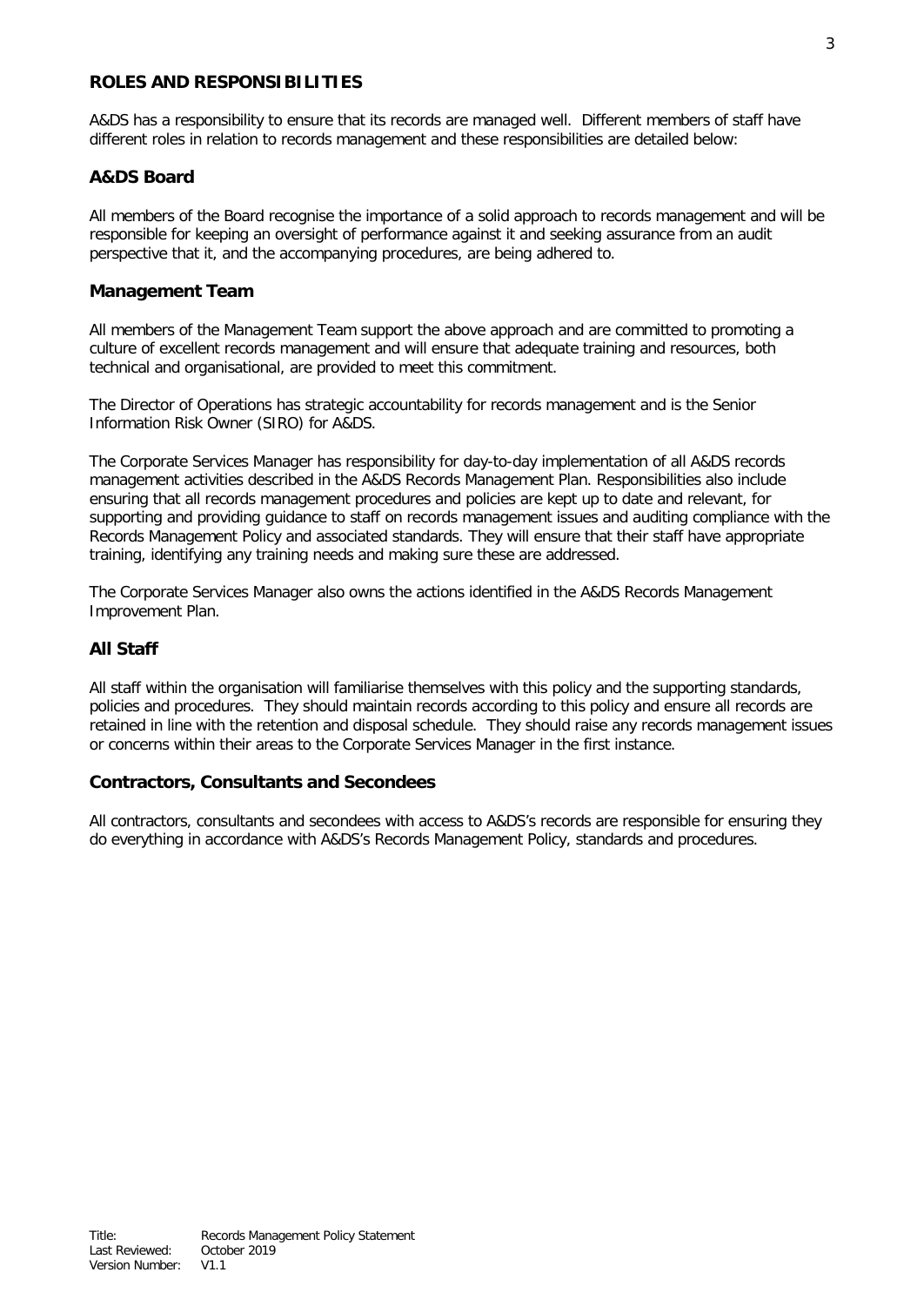## ROLES AND RESPONSIBILITIES

A&DS has a responsibility to ensure that its records are managed well. Different members of staff have different roles in relation to records management and these responsibilities are detailed below:

### A&DS Board

All members of the Board recognise the importance of a solid approach to records management and will be responsible for keeping an oversight of performance against it and seeking assurance from an audit perspective that it, and the accompanying procedures, are being adhered to.

### Management Team

All members of the Management Team support the above approach and are committed to promoting a culture of excellent records management and will ensure that adequate training and resources, both technical and organisational, are provided to meet this commitment.

The Director of Operations has strategic accountability for records management and is the Senior Information Risk Owner (SIRO) for A&DS.

The Corporate Services Manager has responsibility for day-to-day implementation of all A&DS records management activities described in the A&DS Records Management Plan. Responsibilities also include ensuring that all records management procedures and policies are kept up to date and relevant, for supporting and providing guidance to staff on records management issues and auditing compliance with the Records Management Policy and associated standards. They will ensure that their staff have appropriate training, identifying any training needs and making sure these are addressed.

The Corporate Services Manager also owns the actions identified in the A&DS Records Management Improvement Plan.

### All Staff

All staff within the organisation will familiarise themselves with this policy and the supporting standards, policies and procedures. They should maintain records according to this policy and ensure all records are retained in line with the retention and disposal schedule. They should raise any records management issues or concerns within their areas to the Corporate Services Manager in the first instance.

### Contractors, Consultants and Secondees

All contractors, consultants and secondees with access to A&DS's records are responsible for ensuring they do everything in accordance with A&DS's Records Management Policy, standards and procedures.